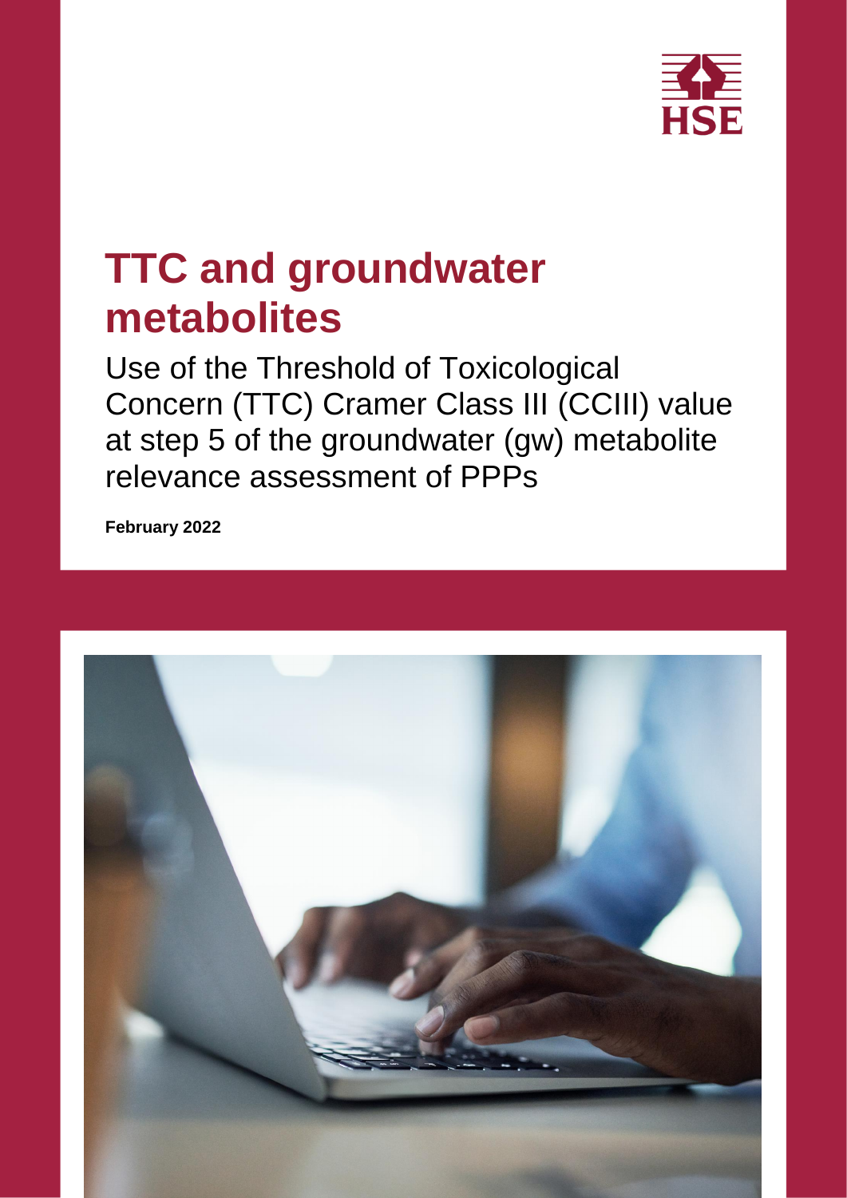HSE

# TTC and groundwater metabolites

Use of the Threshold of Toxicological Concern (TTC) Cramer Class III (CCIII) value at step 5 of the groundwater (gw) metabolite relevance assessment of PPPs

**February 2022**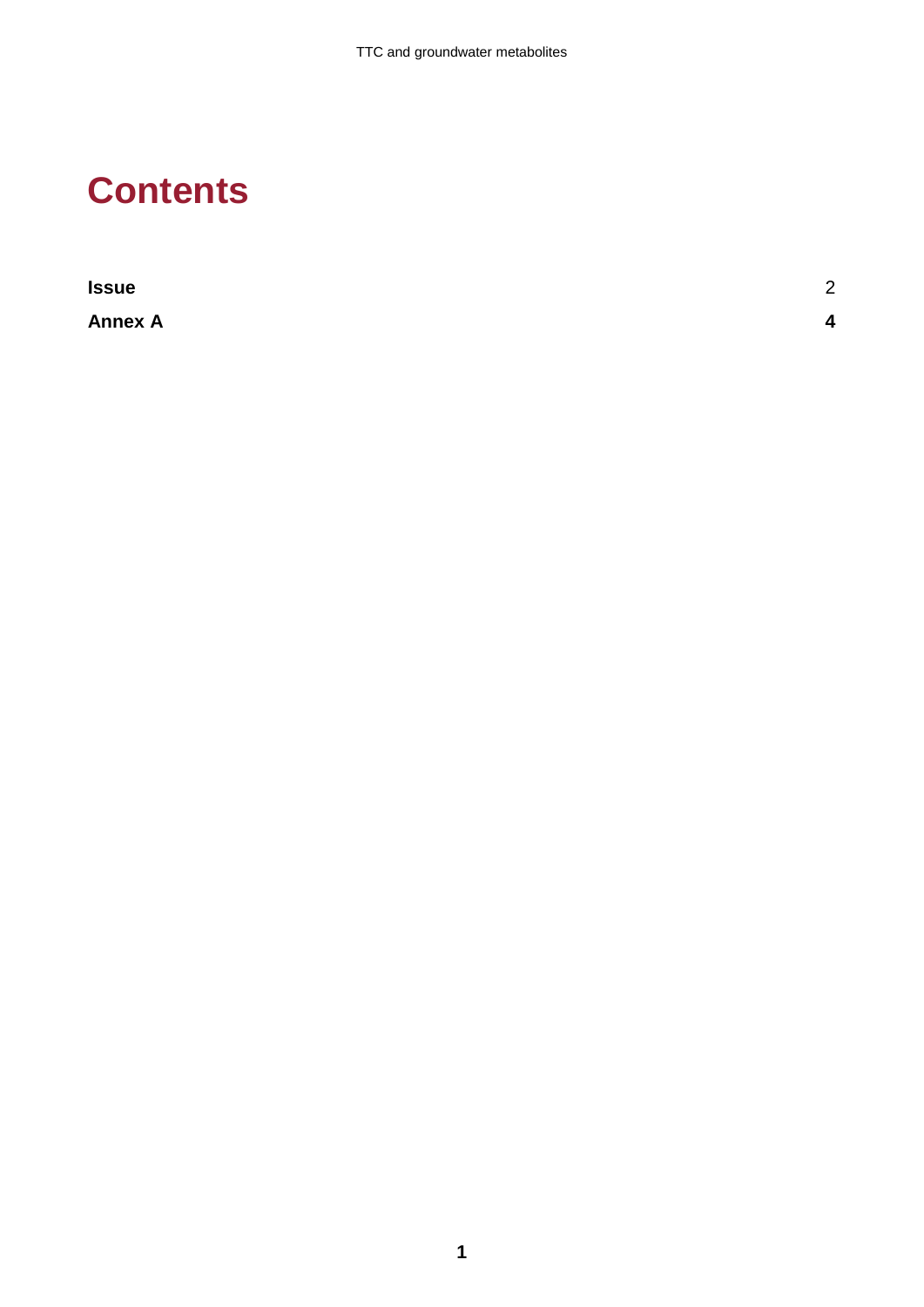# Contents

| | |
|---|---|
| **Issue** | 2 |
| **Annex A** | **4** |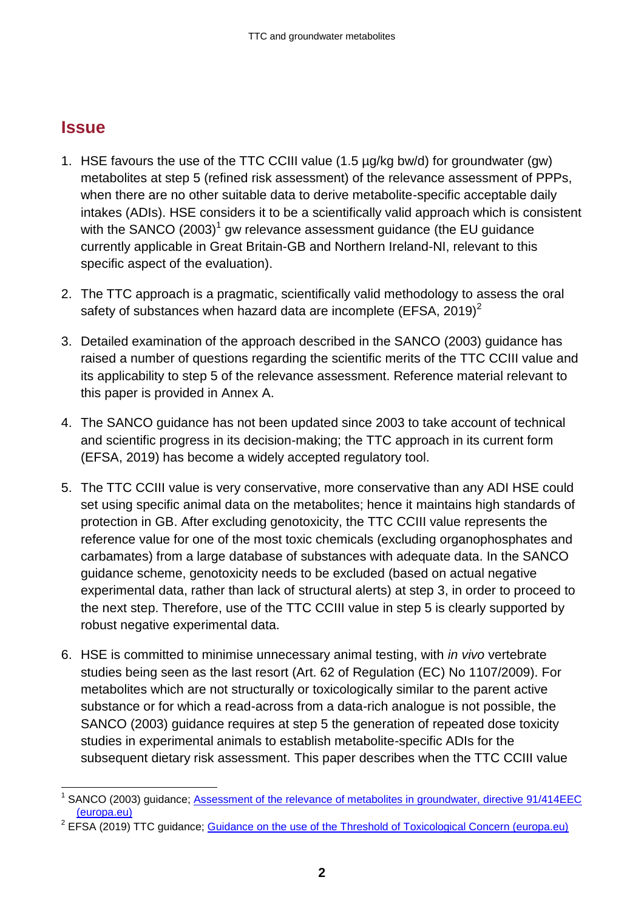## Issue

1. HSE favours the use of the TTC CCIII value (1.5 µg/kg bw/d) for groundwater (gw) metabolites at step 5 (refined risk assessment) of the relevance assessment of PPPs, when there are no other suitable data to derive metabolite-specific acceptable daily intakes (ADIs). HSE considers it to be a scientifically valid approach which is consistent with the SANCO (2003)[1] gw relevance assessment guidance (the EU guidance currently applicable in Great Britain-GB and Northern Ireland-NI, relevant to this specific aspect of the evaluation).

2. The TTC approach is a pragmatic, scientifically valid methodology to assess the oral safety of substances when hazard data are incomplete (EFSA, 2019)[2]

3. Detailed examination of the approach described in the SANCO (2003) guidance has raised a number of questions regarding the scientific merits of the TTC CCIII value and its applicability to step 5 of the relevance assessment. Reference material relevant to this paper is provided in Annex A.

4. The SANCO guidance has not been updated since 2003 to take account of technical and scientific progress in its decision-making; the TTC approach in its current form (EFSA, 2019) has become a widely accepted regulatory tool.

5. The TTC CCIII value is very conservative, more conservative than any ADI HSE could set using specific animal data on the metabolites; hence it maintains high standards of protection in GB. After excluding genotoxicity, the TTC CCIII value represents the reference value for one of the most toxic chemicals (excluding organophosphates and carbamates) from a large database of substances with adequate data. In the SANCO guidance scheme, genotoxicity needs to be excluded (based on actual negative experimental data, rather than lack of structural alerts) at step 3, in order to proceed to the next step. Therefore, use of the TTC CCIII value in step 5 is clearly supported by robust negative experimental data.

6. HSE is committed to minimise unnecessary animal testing, with *in vivo* vertebrate studies being seen as the last resort (Art. 62 of Regulation (EC) No 1107/2009). For metabolites which are not structurally or toxicologically similar to the parent active substance or for which a read-across from a data-rich analogue is not possible, the SANCO (2003) guidance requires at step 5 the generation of repeated dose toxicity studies in experimental animals to establish metabolite-specific ADIs for the subsequent dietary risk assessment. This paper describes when the TTC CCIII value

---

[1] SANCO (2003) guidance; [Assessment of the relevance of metabolites in groundwater, directive 91/414EEC (europa.eu)]

[2] EFSA (2019) TTC guidance; [Guidance on the use of the Threshold of Toxicological Concern (europa.eu)]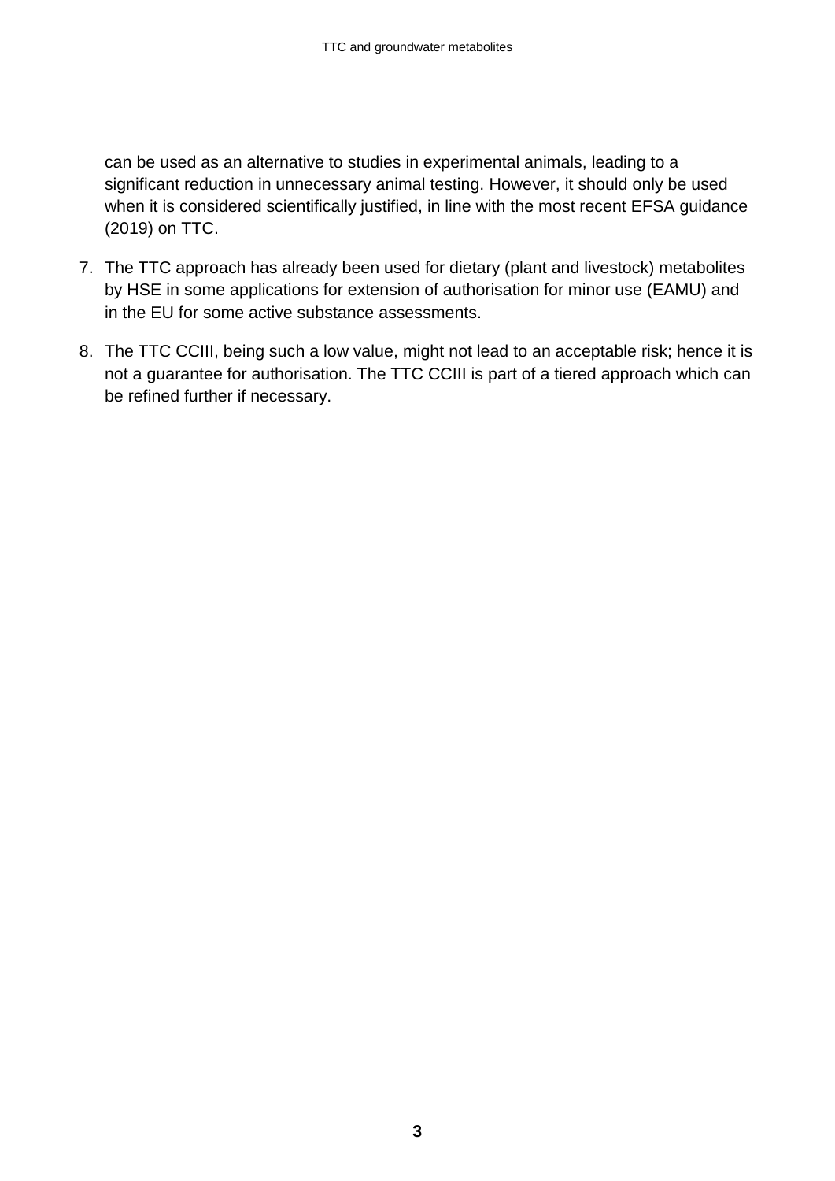can be used as an alternative to studies in experimental animals, leading to a significant reduction in unnecessary animal testing. However, it should only be used when it is considered scientifically justified, in line with the most recent EFSA guidance (2019) on TTC.

7. The TTC approach has already been used for dietary (plant and livestock) metabolites by HSE in some applications for extension of authorisation for minor use (EAMU) and in the EU for some active substance assessments.

8. The TTC CCIII, being such a low value, might not lead to an acceptable risk; hence it is not a guarantee for authorisation. The TTC CCIII is part of a tiered approach which can be refined further if necessary.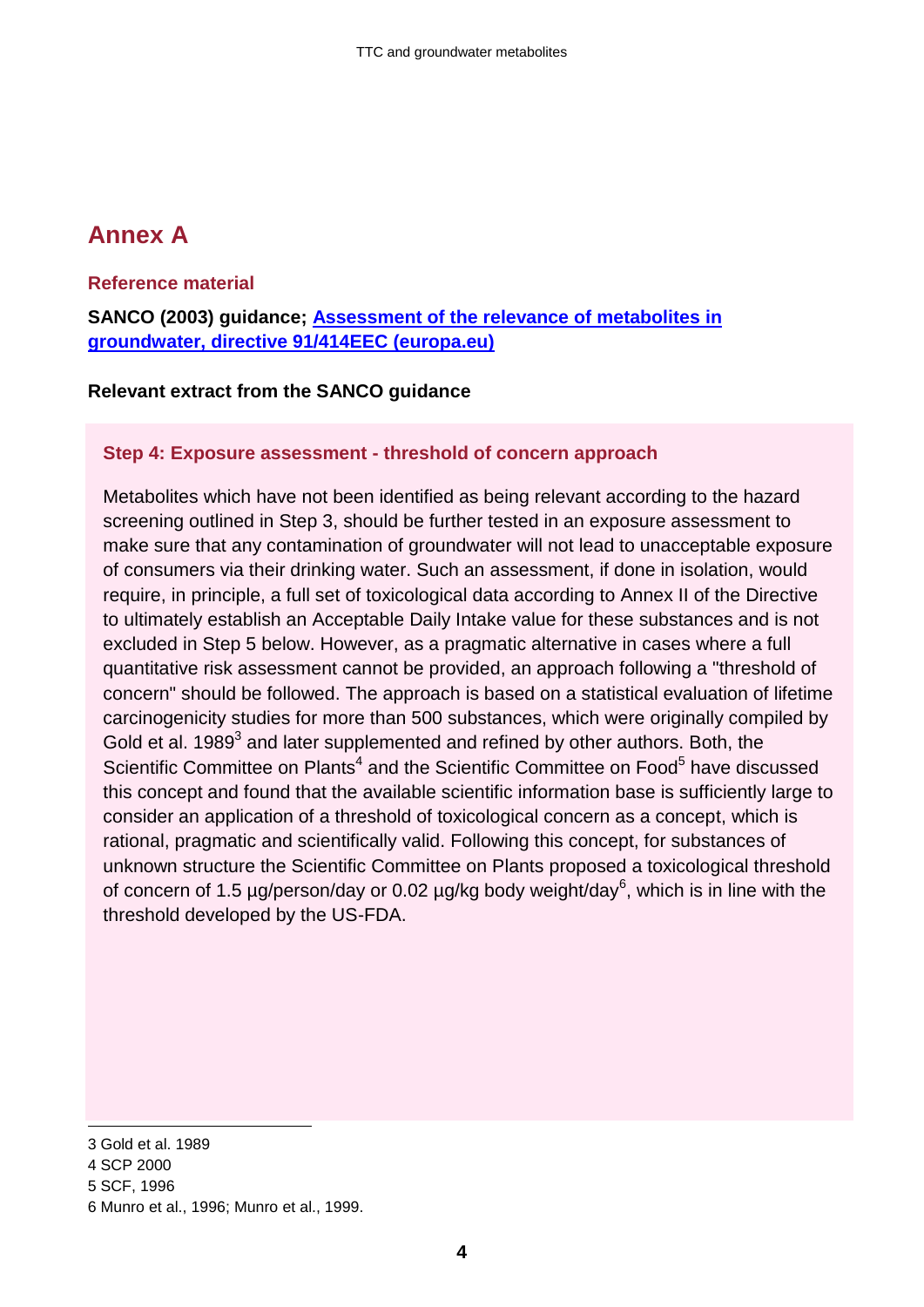# Annex A

## Reference material

**SANCO (2003) guidance; [Assessment of the relevance of metabolites in groundwater, directive 91/414EEC (europa.eu)]()**

**Relevant extract from the SANCO guidance**

### Step 4: Exposure assessment - threshold of concern approach

Metabolites which have not been identified as being relevant according to the hazard screening outlined in Step 3, should be further tested in an exposure assessment to make sure that any contamination of groundwater will not lead to unacceptable exposure of consumers via their drinking water. Such an assessment, if done in isolation, would require, in principle, a full set of toxicological data according to Annex II of the Directive to ultimately establish an Acceptable Daily Intake value for these substances and is not excluded in Step 5 below. However, as a pragmatic alternative in cases where a full quantitative risk assessment cannot be provided, an approach following a "threshold of concern" should be followed. The approach is based on a statistical evaluation of lifetime carcinogenicity studies for more than 500 substances, which were originally compiled by Gold et al. 1989[3] and later supplemented and refined by other authors. Both, the Scientific Committee on Plants[4] and the Scientific Committee on Food[5] have discussed this concept and found that the available scientific information base is sufficiently large to consider an application of a threshold of toxicological concern as a concept, which is rational, pragmatic and scientifically valid. Following this concept, for substances of unknown structure the Scientific Committee on Plants proposed a toxicological threshold of concern of 1.5 µg/person/day or 0.02 µg/kg body weight/day[6], which is in line with the threshold developed by the US-FDA.

---

3 Gold et al. 1989

4 SCP 2000

5 SCF, 1996

6 Munro et al., 1996; Munro et al., 1999.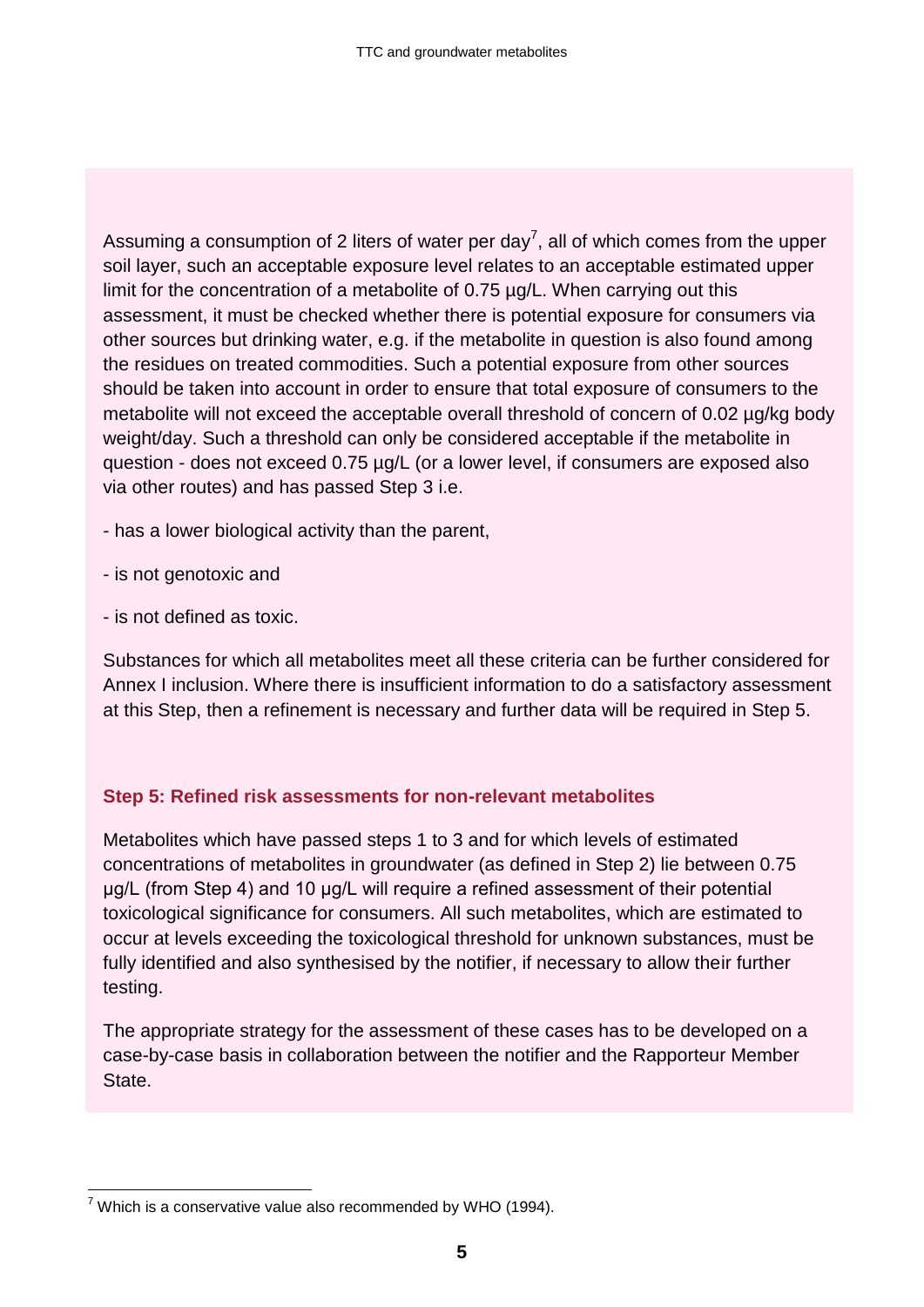Assuming a consumption of 2 liters of water per day[7], all of which comes from the upper soil layer, such an acceptable exposure level relates to an acceptable estimated upper limit for the concentration of a metabolite of 0.75 µg/L. When carrying out this assessment, it must be checked whether there is potential exposure for consumers via other sources but drinking water, e.g. if the metabolite in question is also found among the residues on treated commodities. Such a potential exposure from other sources should be taken into account in order to ensure that total exposure of consumers to the metabolite will not exceed the acceptable overall threshold of concern of 0.02 µg/kg body weight/day. Such a threshold can only be considered acceptable if the metabolite in question - does not exceed 0.75 µg/L (or a lower level, if consumers are exposed also via other routes) and has passed Step 3 i.e.

- has a lower biological activity than the parent,
- is not genotoxic and
- is not defined as toxic.

Substances for which all metabolites meet all these criteria can be further considered for Annex I inclusion. Where there is insufficient information to do a satisfactory assessment at this Step, then a refinement is necessary and further data will be required in Step 5.

### Step 5: Refined risk assessments for non-relevant metabolites

Metabolites which have passed steps 1 to 3 and for which levels of estimated concentrations of metabolites in groundwater (as defined in Step 2) lie between 0.75 µg/L (from Step 4) and 10 µg/L will require a refined assessment of their potential toxicological significance for consumers. All such metabolites, which are estimated to occur at levels exceeding the toxicological threshold for unknown substances, must be fully identified and also synthesised by the notifier, if necessary to allow their further testing.

The appropriate strategy for the assessment of these cases has to be developed on a case-by-case basis in collaboration between the notifier and the Rapporteur Member State.

[7] Which is a conservative value also recommended by WHO (1994).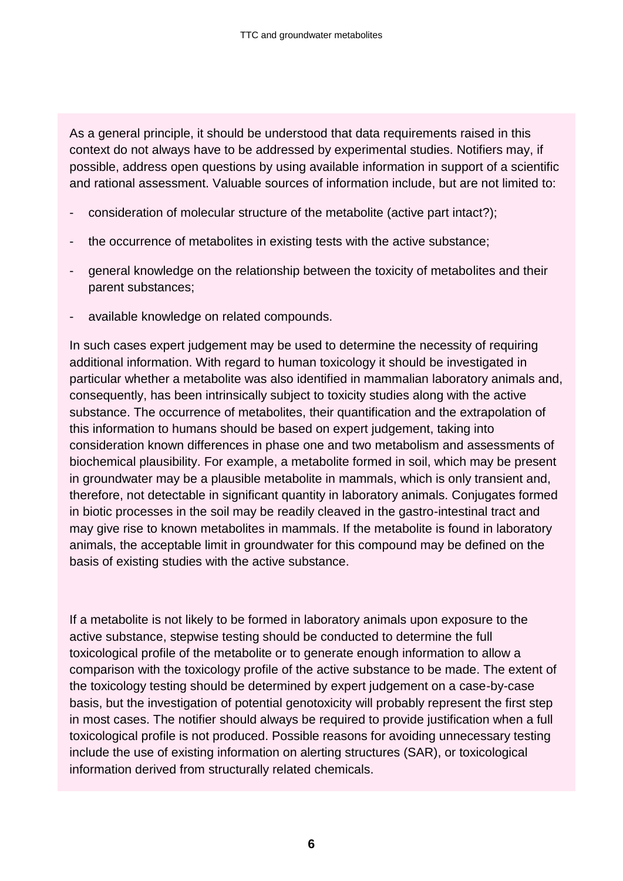As a general principle, it should be understood that data requirements raised in this context do not always have to be addressed by experimental studies. Notifiers may, if possible, address open questions by using available information in support of a scientific and rational assessment. Valuable sources of information include, but are not limited to:

- consideration of molecular structure of the metabolite (active part intact?);
- the occurrence of metabolites in existing tests with the active substance;
- general knowledge on the relationship between the toxicity of metabolites and their parent substances;
- available knowledge on related compounds.

In such cases expert judgement may be used to determine the necessity of requiring additional information. With regard to human toxicology it should be investigated in particular whether a metabolite was also identified in mammalian laboratory animals and, consequently, has been intrinsically subject to toxicity studies along with the active substance. The occurrence of metabolites, their quantification and the extrapolation of this information to humans should be based on expert judgement, taking into consideration known differences in phase one and two metabolism and assessments of biochemical plausibility. For example, a metabolite formed in soil, which may be present in groundwater may be a plausible metabolite in mammals, which is only transient and, therefore, not detectable in significant quantity in laboratory animals. Conjugates formed in biotic processes in the soil may be readily cleaved in the gastro-intestinal tract and may give rise to known metabolites in mammals. If the metabolite is found in laboratory animals, the acceptable limit in groundwater for this compound may be defined on the basis of existing studies with the active substance.

If a metabolite is not likely to be formed in laboratory animals upon exposure to the active substance, stepwise testing should be conducted to determine the full toxicological profile of the metabolite or to generate enough information to allow a comparison with the toxicology profile of the active substance to be made. The extent of the toxicology testing should be determined by expert judgement on a case-by-case basis, but the investigation of potential genotoxicity will probably represent the first step in most cases. The notifier should always be required to provide justification when a full toxicological profile is not produced. Possible reasons for avoiding unnecessary testing include the use of existing information on alerting structures (SAR), or toxicological information derived from structurally related chemicals.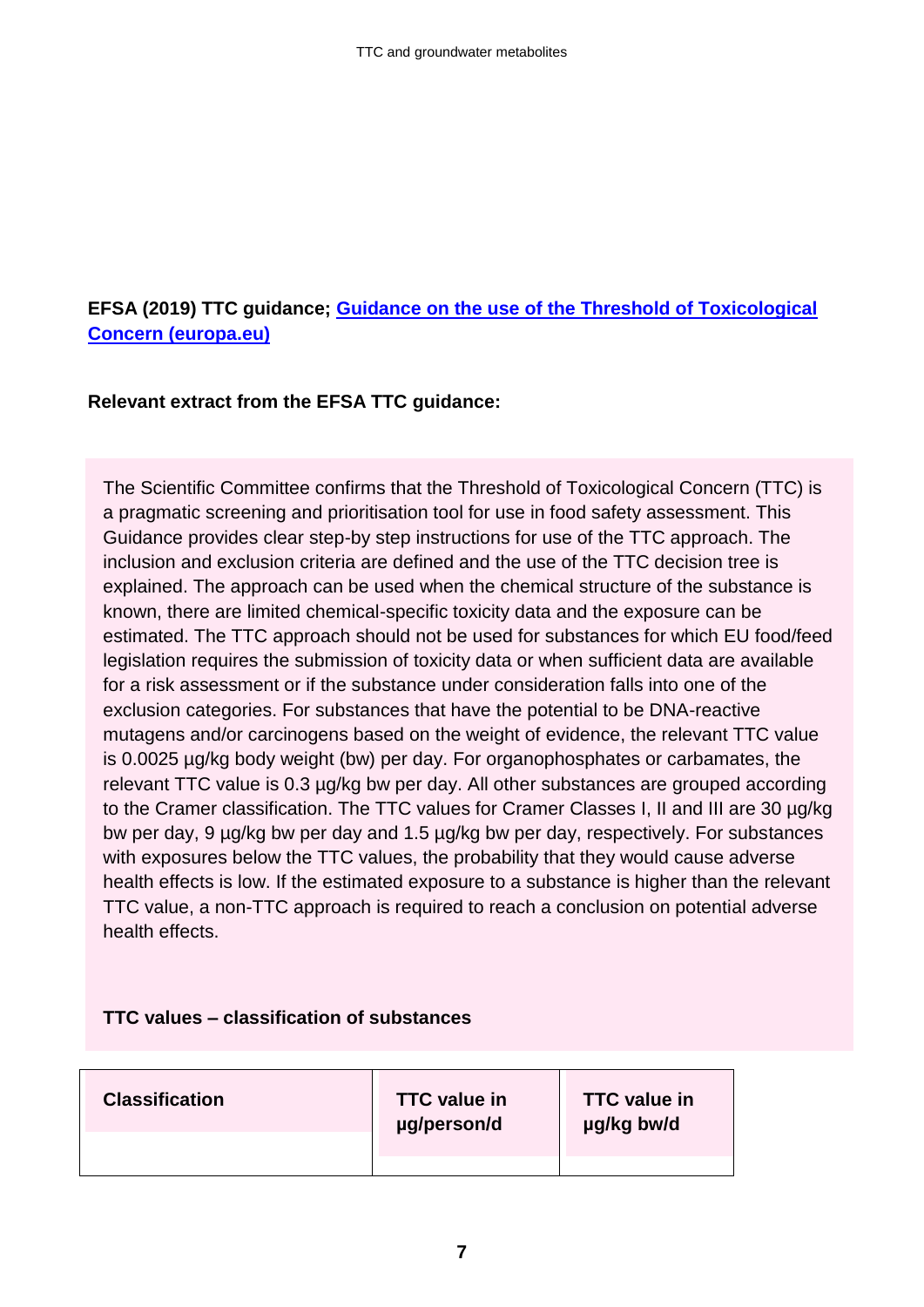**EFSA (2019) TTC guidance; [Guidance on the use of the Threshold of Toxicological Concern (europa.eu)]()**

**Relevant extract from the EFSA TTC guidance:**

The Scientific Committee confirms that the Threshold of Toxicological Concern (TTC) is a pragmatic screening and prioritisation tool for use in food safety assessment. This Guidance provides clear step-by step instructions for use of the TTC approach. The inclusion and exclusion criteria are defined and the use of the TTC decision tree is explained. The approach can be used when the chemical structure of the substance is known, there are limited chemical-specific toxicity data and the exposure can be estimated. The TTC approach should not be used for substances for which EU food/feed legislation requires the submission of toxicity data or when sufficient data are available for a risk assessment or if the substance under consideration falls into one of the exclusion categories. For substances that have the potential to be DNA-reactive mutagens and/or carcinogens based on the weight of evidence, the relevant TTC value is 0.0025 µg/kg body weight (bw) per day. For organophosphates or carbamates, the relevant TTC value is 0.3 µg/kg bw per day. All other substances are grouped according to the Cramer classification. The TTC values for Cramer Classes I, II and III are 30 µg/kg bw per day, 9 µg/kg bw per day and 1.5 µg/kg bw per day, respectively. For substances with exposures below the TTC values, the probability that they would cause adverse health effects is low. If the estimated exposure to a substance is higher than the relevant TTC value, a non-TTC approach is required to reach a conclusion on potential adverse health effects.

**TTC values – classification of substances**

| Classification | TTC value in µg/person/d | TTC value in µg/kg bw/d |
|---|---|---|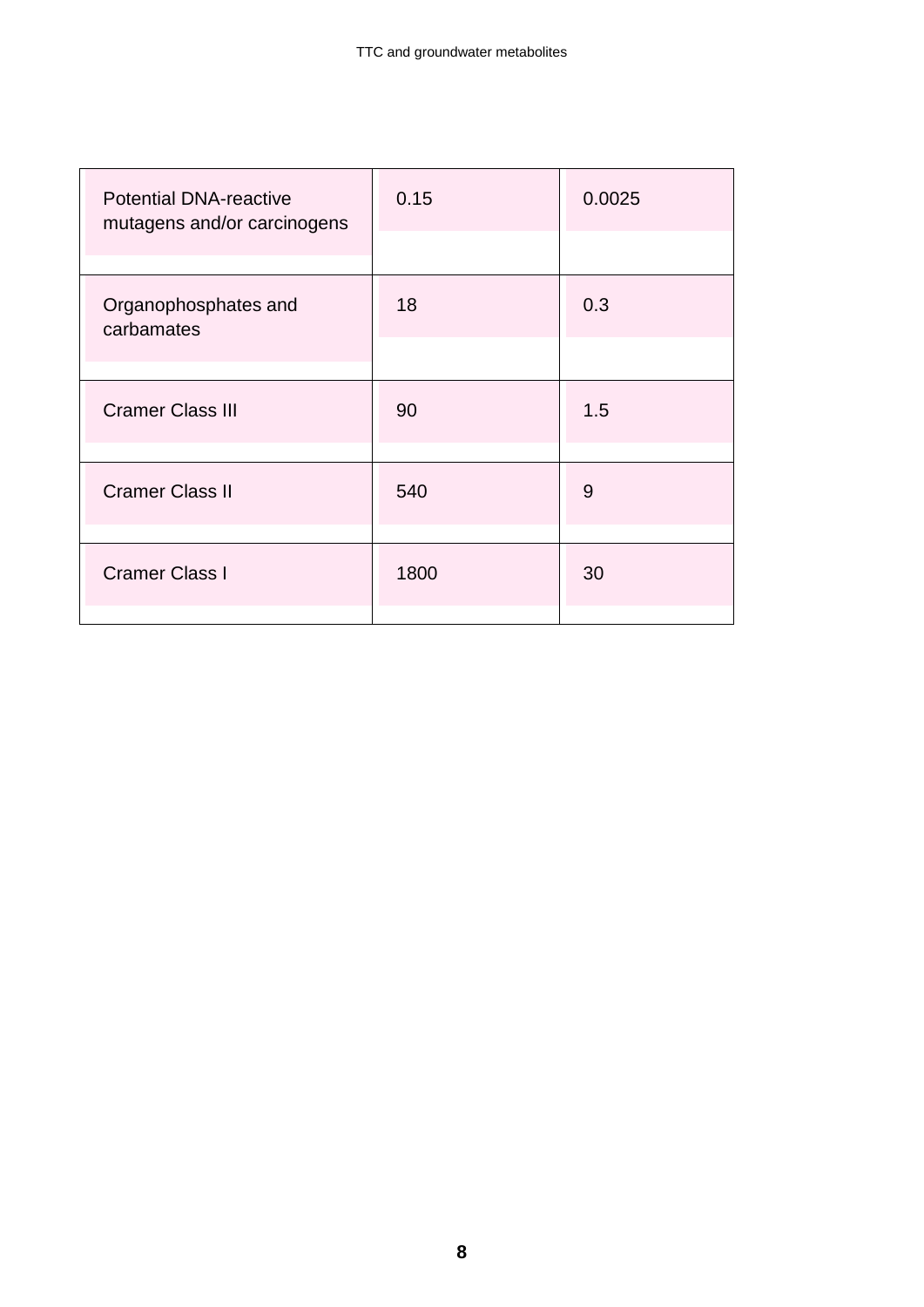| | | |
|---|---|---|
| Potential DNA-reactive mutagens and/or carcinogens | 0.15 | 0.0025 |
| Organophosphates and carbamates | 18 | 0.3 |
| Cramer Class III | 90 | 1.5 |
| Cramer Class II | 540 | 9 |
| Cramer Class I | 1800 | 30 |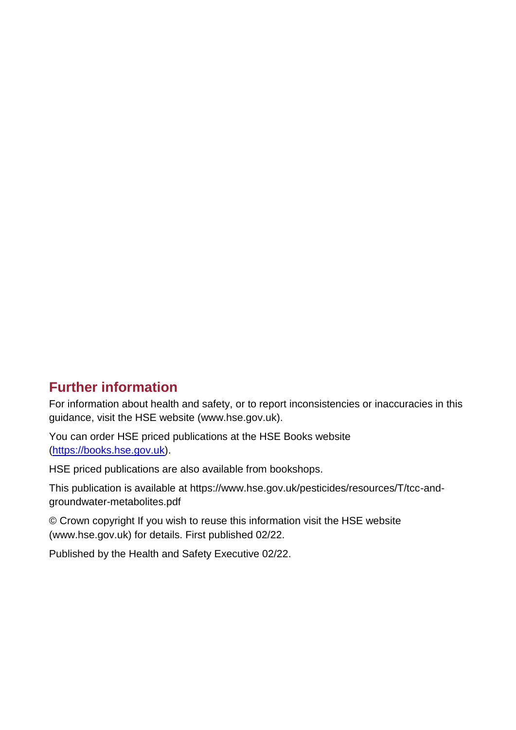## Further information

For information about health and safety, or to report inconsistencies or inaccuracies in this guidance, visit the HSE website (www.hse.gov.uk).

You can order HSE priced publications at the HSE Books website (https://books.hse.gov.uk).

HSE priced publications are also available from bookshops.

This publication is available at https://www.hse.gov.uk/pesticides/resources/T/tcc-and-groundwater-metabolites.pdf

© Crown copyright If you wish to reuse this information visit the HSE website (www.hse.gov.uk) for details. First published 02/22.

Published by the Health and Safety Executive 02/22.